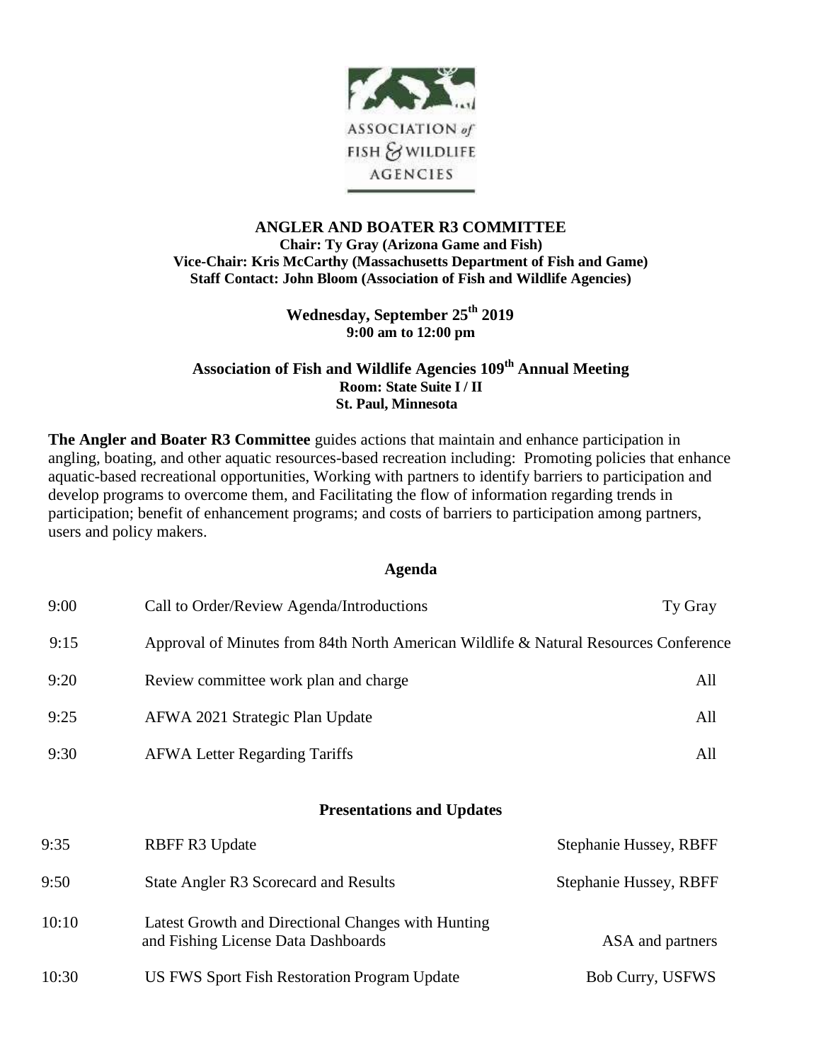ASSOCIATION of FISH & WILDLIFE AGENCIES

# ANGLER AND BOATER R3 COMMITTEE

**Chair: Ty Gray (Arizona Game and Fish)**
**Vice-Chair: Kris McCarthy (Massachusetts Department of Fish and Game)**
**Staff Contact: John Bloom (Association of Fish and Wildlife Agencies)**

**Wednesday, September 25th 2019**
**9:00 am to 12:00 pm**

**Association of Fish and Wildlife Agencies 109th Annual Meeting**
**Room: State Suite I / II**
**St. Paul, Minnesota**

**The Angler and Boater R3 Committee** guides actions that maintain and enhance participation in angling, boating, and other aquatic resources-based recreation including: Promoting policies that enhance aquatic-based recreational opportunities, Working with partners to identify barriers to participation and develop programs to overcome them, and Facilitating the flow of information regarding trends in participation; benefit of enhancement programs; and costs of barriers to participation among partners, users and policy makers.

## Agenda

| | | |
|---|---|---|
| 9:00 | Call to Order/Review Agenda/Introductions | Ty Gray |
| 9:15 | Approval of Minutes from 84th North American Wildlife & Natural Resources Conference | |
| 9:20 | Review committee work plan and charge | All |
| 9:25 | AFWA 2021 Strategic Plan Update | All |
| 9:30 | AFWA Letter Regarding Tariffs | All |

## Presentations and Updates

| | | |
|---|---|---|
| 9:35 | RBFF R3 Update | Stephanie Hussey, RBFF |
| 9:50 | State Angler R3 Scorecard and Results | Stephanie Hussey, RBFF |
| 10:10 | Latest Growth and Directional Changes with Hunting and Fishing License Data Dashboards | ASA and partners |
| 10:30 | US FWS Sport Fish Restoration Program Update | Bob Curry, USFWS |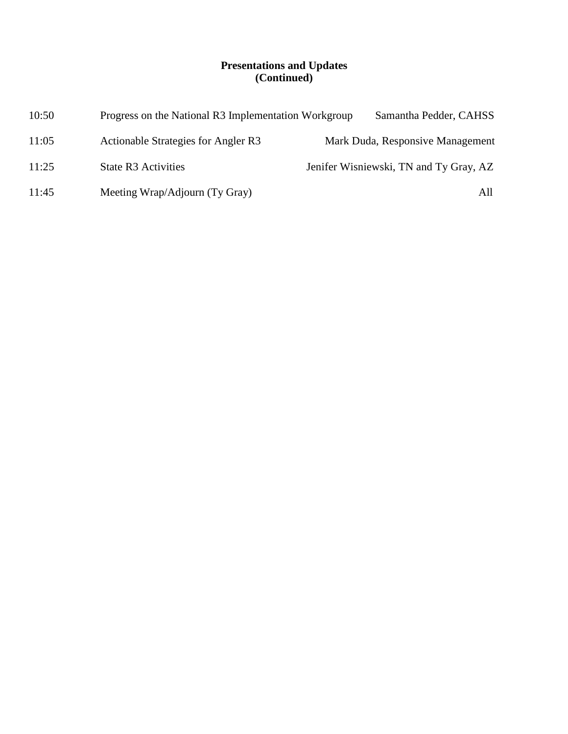**Presentations and Updates**
**(Continued)**

| | | |
|---|---|---|
| 10:50 | Progress on the National R3 Implementation Workgroup | Samantha Pedder, CAHSS |
| 11:05 | Actionable Strategies for Angler R3 | Mark Duda, Responsive Management |
| 11:25 | State R3 Activities | Jenifer Wisniewski, TN and Ty Gray, AZ |
| 11:45 | Meeting Wrap/Adjourn (Ty Gray) | All |